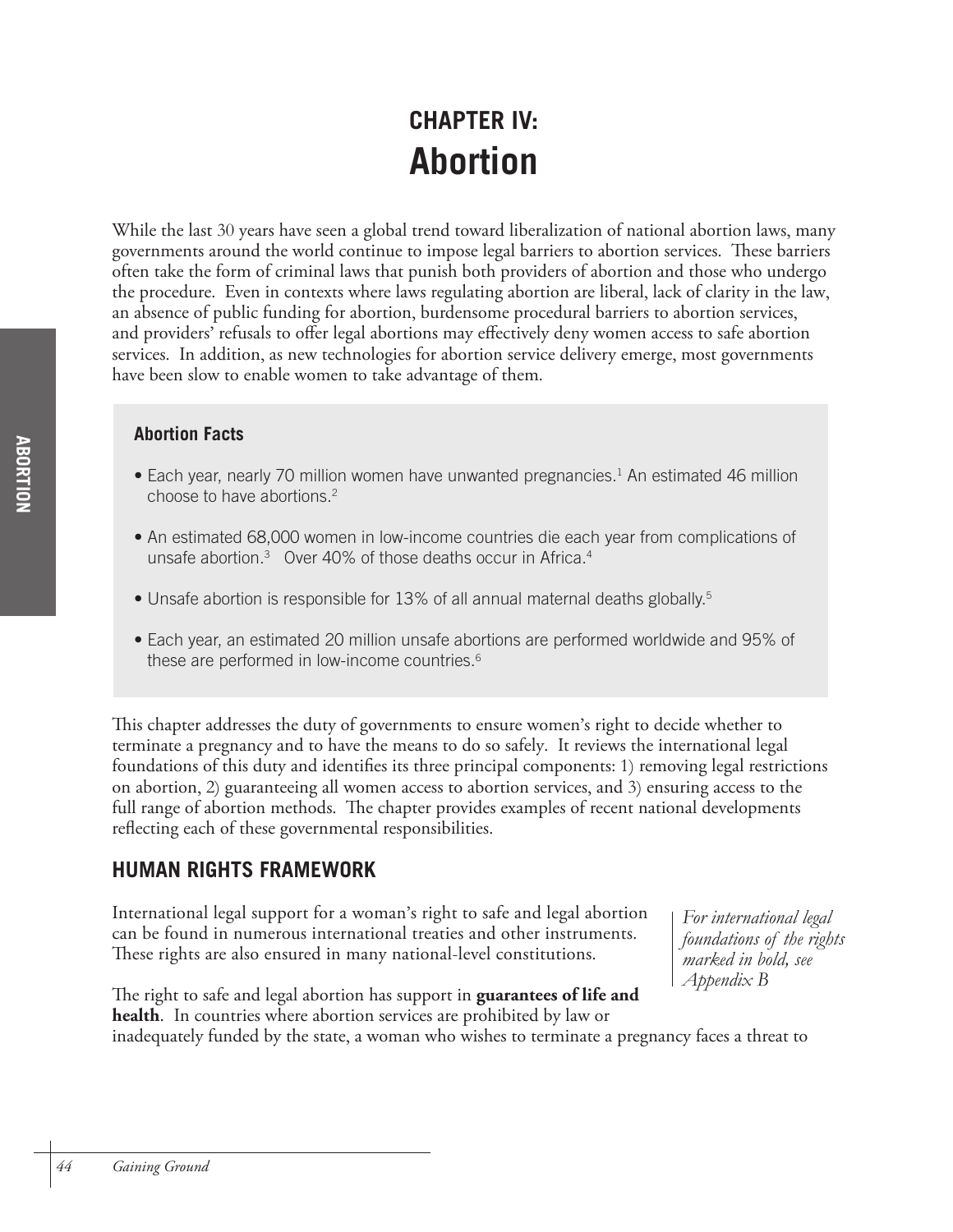# CHAPTER IV: Abortion

While the last 30 years have seen a global trend toward liberalization of national abortion laws, many governments around the world continue to impose legal barriers to abortion services. These barriers often take the form of criminal laws that punish both providers of abortion and those who undergo the procedure. Even in contexts where laws regulating abortion are liberal, lack of clarity in the law, an absence of public funding for abortion, burdensome procedural barriers to abortion services, and providers' refusals to offer legal abortions may effectively deny women access to safe abortion services. In addition, as new technologies for abortion service delivery emerge, most governments have been slow to enable women to take advantage of them.

### Abortion Facts

- Each year, nearly 70 million women have unwanted pregnancies.[1] An estimated 46 million choose to have abortions.[2]
- An estimated 68,000 women in low-income countries die each year from complications of unsafe abortion.[3] Over 40% of those deaths occur in Africa.[4]
- Unsafe abortion is responsible for 13% of all annual maternal deaths globally.[5]
- Each year, an estimated 20 million unsafe abortions are performed worldwide and 95% of these are performed in low-income countries.[6]

This chapter addresses the duty of governments to ensure women's right to decide whether to terminate a pregnancy and to have the means to do so safely. It reviews the international legal foundations of this duty and identifies its three principal components: 1) removing legal restrictions on abortion, 2) guaranteeing all women access to abortion services, and 3) ensuring access to the full range of abortion methods. The chapter provides examples of recent national developments reflecting each of these governmental responsibilities.

## HUMAN RIGHTS FRAMEWORK

International legal support for a woman's right to safe and legal abortion can be found in numerous international treaties and other instruments. These rights are also ensured in many national-level constitutions.

*For international legal foundations of the rights marked in bold, see Appendix B*

The right to safe and legal abortion has support in **guarantees of life and health**. In countries where abortion services are prohibited by law or inadequately funded by the state, a woman who wishes to terminate a pregnancy faces a threat to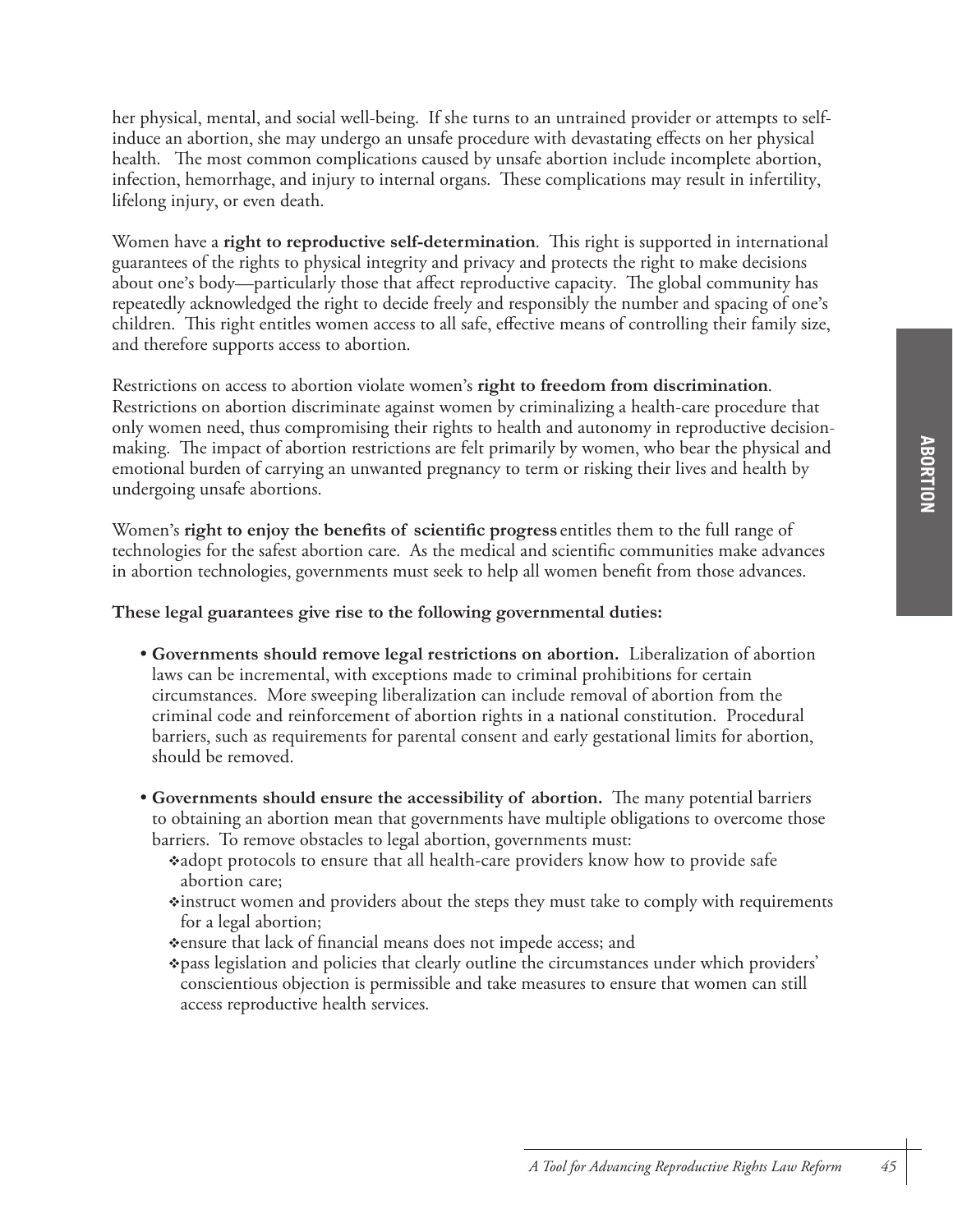her physical, mental, and social well-being. If she turns to an untrained provider or attempts to self-induce an abortion, she may undergo an unsafe procedure with devastating effects on her physical health. The most common complications caused by unsafe abortion include incomplete abortion, infection, hemorrhage, and injury to internal organs. These complications may result in infertility, lifelong injury, or even death.

Women have a **right to reproductive self-determination**. This right is supported in international guarantees of the rights to physical integrity and privacy and protects the right to make decisions about one's body—particularly those that affect reproductive capacity. The global community has repeatedly acknowledged the right to decide freely and responsibly the number and spacing of one's children. This right entitles women access to all safe, effective means of controlling their family size, and therefore supports access to abortion.

Restrictions on access to abortion violate women's **right to freedom from discrimination**. Restrictions on abortion discriminate against women by criminalizing a health-care procedure that only women need, thus compromising their rights to health and autonomy in reproductive decision-making. The impact of abortion restrictions are felt primarily by women, who bear the physical and emotional burden of carrying an unwanted pregnancy to term or risking their lives and health by undergoing unsafe abortions.

Women's **right to enjoy the benefits of scientific progress** entitles them to the full range of technologies for the safest abortion care. As the medical and scientific communities make advances in abortion technologies, governments must seek to help all women benefit from those advances.

**These legal guarantees give rise to the following governmental duties:**

- **Governments should remove legal restrictions on abortion.** Liberalization of abortion laws can be incremental, with exceptions made to criminal prohibitions for certain circumstances. More sweeping liberalization can include removal of abortion from the criminal code and reinforcement of abortion rights in a national constitution. Procedural barriers, such as requirements for parental consent and early gestational limits for abortion, should be removed.

- **Governments should ensure the accessibility of abortion.** The many potential barriers to obtaining an abortion mean that governments have multiple obligations to overcome those barriers. To remove obstacles to legal abortion, governments must:
  - adopt protocols to ensure that all health-care providers know how to provide safe abortion care;
  - instruct women and providers about the steps they must take to comply with requirements for a legal abortion;
  - ensure that lack of financial means does not impede access; and
  - pass legislation and policies that clearly outline the circumstances under which providers' conscientious objection is permissible and take measures to ensure that women can still access reproductive health services.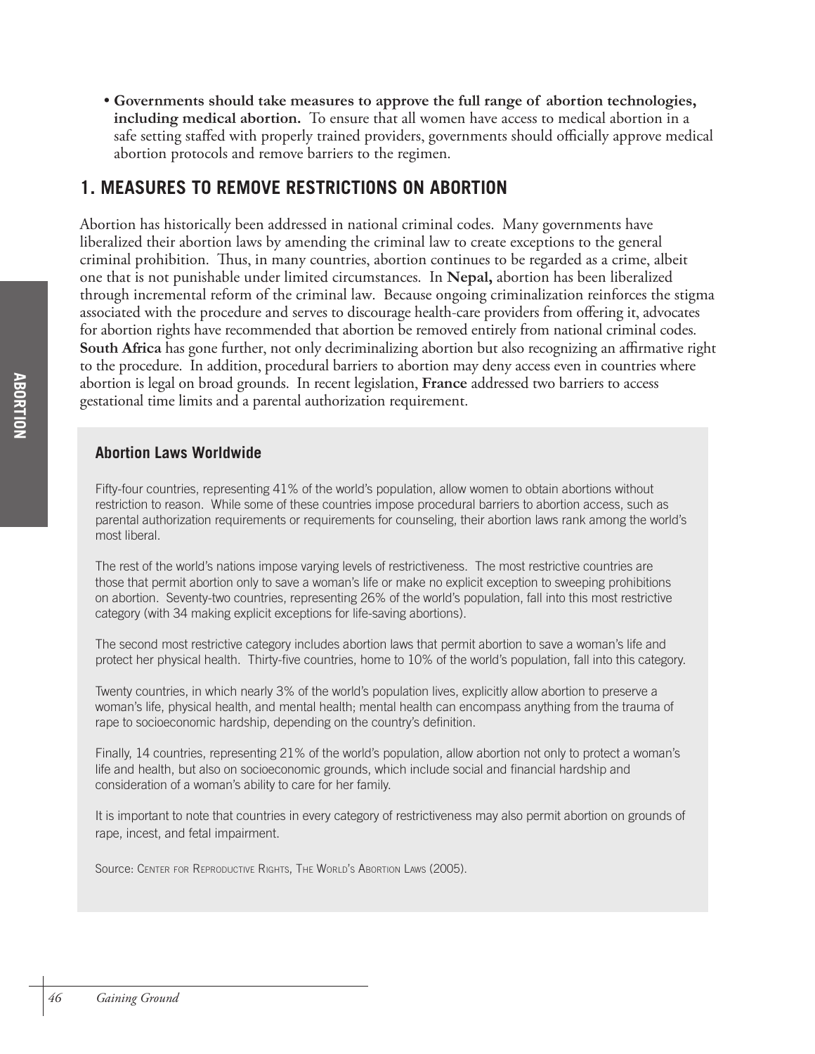- **Governments should take measures to approve the full range of abortion technologies, including medical abortion.** To ensure that all women have access to medical abortion in a safe setting staffed with properly trained providers, governments should officially approve medical abortion protocols and remove barriers to the regimen.

## 1. MEASURES TO REMOVE RESTRICTIONS ON ABORTION

Abortion has historically been addressed in national criminal codes. Many governments have liberalized their abortion laws by amending the criminal law to create exceptions to the general criminal prohibition. Thus, in many countries, abortion continues to be regarded as a crime, albeit one that is not punishable under limited circumstances. In **Nepal,** abortion has been liberalized through incremental reform of the criminal law. Because ongoing criminalization reinforces the stigma associated with the procedure and serves to discourage health-care providers from offering it, advocates for abortion rights have recommended that abortion be removed entirely from national criminal codes. **South Africa** has gone further, not only decriminalizing abortion but also recognizing an affirmative right to the procedure. In addition, procedural barriers to abortion may deny access even in countries where abortion is legal on broad grounds. In recent legislation, **France** addressed two barriers to access gestational time limits and a parental authorization requirement.

### Abortion Laws Worldwide

Fifty-four countries, representing 41% of the world's population, allow women to obtain abortions without restriction to reason. While some of these countries impose procedural barriers to abortion access, such as parental authorization requirements or requirements for counseling, their abortion laws rank among the world's most liberal.

The rest of the world's nations impose varying levels of restrictiveness. The most restrictive countries are those that permit abortion only to save a woman's life or make no explicit exception to sweeping prohibitions on abortion. Seventy-two countries, representing 26% of the world's population, fall into this most restrictive category (with 34 making explicit exceptions for life-saving abortions).

The second most restrictive category includes abortion laws that permit abortion to save a woman's life and protect her physical health. Thirty-five countries, home to 10% of the world's population, fall into this category.

Twenty countries, in which nearly 3% of the world's population lives, explicitly allow abortion to preserve a woman's life, physical health, and mental health; mental health can encompass anything from the trauma of rape to socioeconomic hardship, depending on the country's definition.

Finally, 14 countries, representing 21% of the world's population, allow abortion not only to protect a woman's life and health, but also on socioeconomic grounds, which include social and financial hardship and consideration of a woman's ability to care for her family.

It is important to note that countries in every category of restrictiveness may also permit abortion on grounds of rape, incest, and fetal impairment.

Source: Center for Reproductive Rights, The World's Abortion Laws (2005).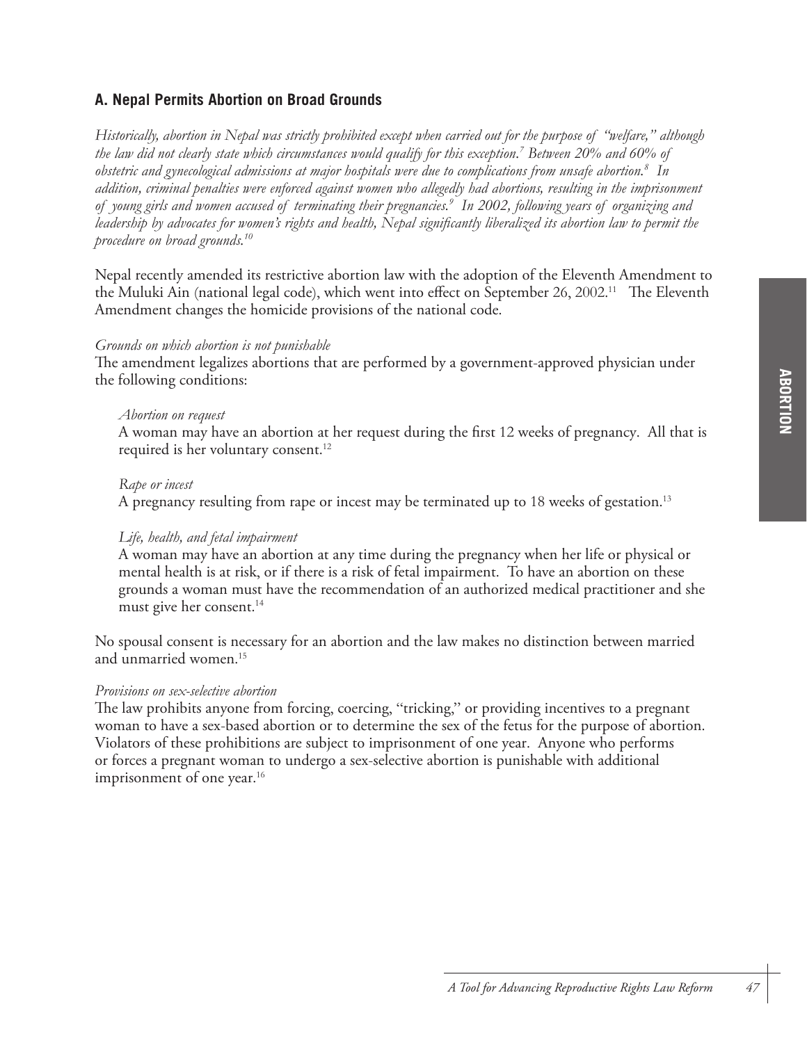## A. Nepal Permits Abortion on Broad Grounds

*Historically, abortion in Nepal was strictly prohibited except when carried out for the purpose of "welfare," although the law did not clearly state which circumstances would qualify for this exception.[7] Between 20% and 60% of obstetric and gynecological admissions at major hospitals were due to complications from unsafe abortion.[8] In addition, criminal penalties were enforced against women who allegedly had abortions, resulting in the imprisonment of young girls and women accused of terminating their pregnancies.[9] In 2002, following years of organizing and leadership by advocates for women's rights and health, Nepal significantly liberalized its abortion law to permit the procedure on broad grounds.[10]*

Nepal recently amended its restrictive abortion law with the adoption of the Eleventh Amendment to the Muluki Ain (national legal code), which went into effect on September 26, 2002.[11] The Eleventh Amendment changes the homicide provisions of the national code.

*Grounds on which abortion is not punishable*

The amendment legalizes abortions that are performed by a government-approved physician under the following conditions:

*Abortion on request*

A woman may have an abortion at her request during the first 12 weeks of pregnancy. All that is required is her voluntary consent.[12]

*Rape or incest*

A pregnancy resulting from rape or incest may be terminated up to 18 weeks of gestation.[13]

*Life, health, and fetal impairment*

A woman may have an abortion at any time during the pregnancy when her life or physical or mental health is at risk, or if there is a risk of fetal impairment. To have an abortion on these grounds a woman must have the recommendation of an authorized medical practitioner and she must give her consent.[14]

No spousal consent is necessary for an abortion and the law makes no distinction between married and unmarried women.[15]

*Provisions on sex-selective abortion*

The law prohibits anyone from forcing, coercing, "tricking," or providing incentives to a pregnant woman to have a sex-based abortion or to determine the sex of the fetus for the purpose of abortion. Violators of these prohibitions are subject to imprisonment of one year. Anyone who performs or forces a pregnant woman to undergo a sex-selective abortion is punishable with additional imprisonment of one year.[16]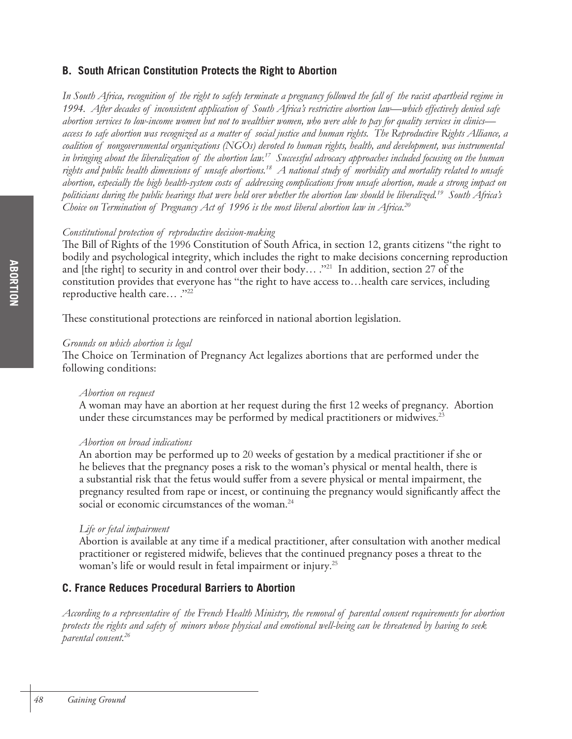## B. South African Constitution Protects the Right to Abortion

*In South Africa, recognition of the right to safely terminate a pregnancy followed the fall of the racist apartheid regime in 1994. After decades of inconsistent application of South Africa's restrictive abortion law—which effectively denied safe abortion services to low-income women but not to wealthier women, who were able to pay for quality services in clinics—access to safe abortion was recognized as a matter of social justice and human rights. The Reproductive Rights Alliance, a coalition of nongovernmental organizations (NGOs) devoted to human rights, health, and development, was instrumental in bringing about the liberalization of the abortion law.[17] Successful advocacy approaches included focusing on the human rights and public health dimensions of unsafe abortions.[18] A national study of morbidity and mortality related to unsafe abortion, especially the high health-system costs of addressing complications from unsafe abortion, made a strong impact on politicians during the public hearings that were held over whether the abortion law should be liberalized.[19] South Africa's Choice on Termination of Pregnancy Act of 1996 is the most liberal abortion law in Africa.[20]*

*Constitutional protection of reproductive decision-making*

The Bill of Rights of the 1996 Constitution of South Africa, in section 12, grants citizens "the right to bodily and psychological integrity, which includes the right to make decisions concerning reproduction and [the right] to security in and control over their body… ."[21] In addition, section 27 of the constitution provides that everyone has "the right to have access to…health care services, including reproductive health care… ."[22]

These constitutional protections are reinforced in national abortion legislation.

*Grounds on which abortion is legal*

The Choice on Termination of Pregnancy Act legalizes abortions that are performed under the following conditions:

*Abortion on request*

A woman may have an abortion at her request during the first 12 weeks of pregnancy. Abortion under these circumstances may be performed by medical practitioners or midwives.[23]

*Abortion on broad indications*

An abortion may be performed up to 20 weeks of gestation by a medical practitioner if she or he believes that the pregnancy poses a risk to the woman's physical or mental health, there is a substantial risk that the fetus would suffer from a severe physical or mental impairment, the pregnancy resulted from rape or incest, or continuing the pregnancy would significantly affect the social or economic circumstances of the woman.[24]

*Life or fetal impairment*

Abortion is available at any time if a medical practitioner, after consultation with another medical practitioner or registered midwife, believes that the continued pregnancy poses a threat to the woman's life or would result in fetal impairment or injury.[25]

## C. France Reduces Procedural Barriers to Abortion

*According to a representative of the French Health Ministry, the removal of parental consent requirements for abortion protects the rights and safety of minors whose physical and emotional well-being can be threatened by having to seek parental consent.[26]*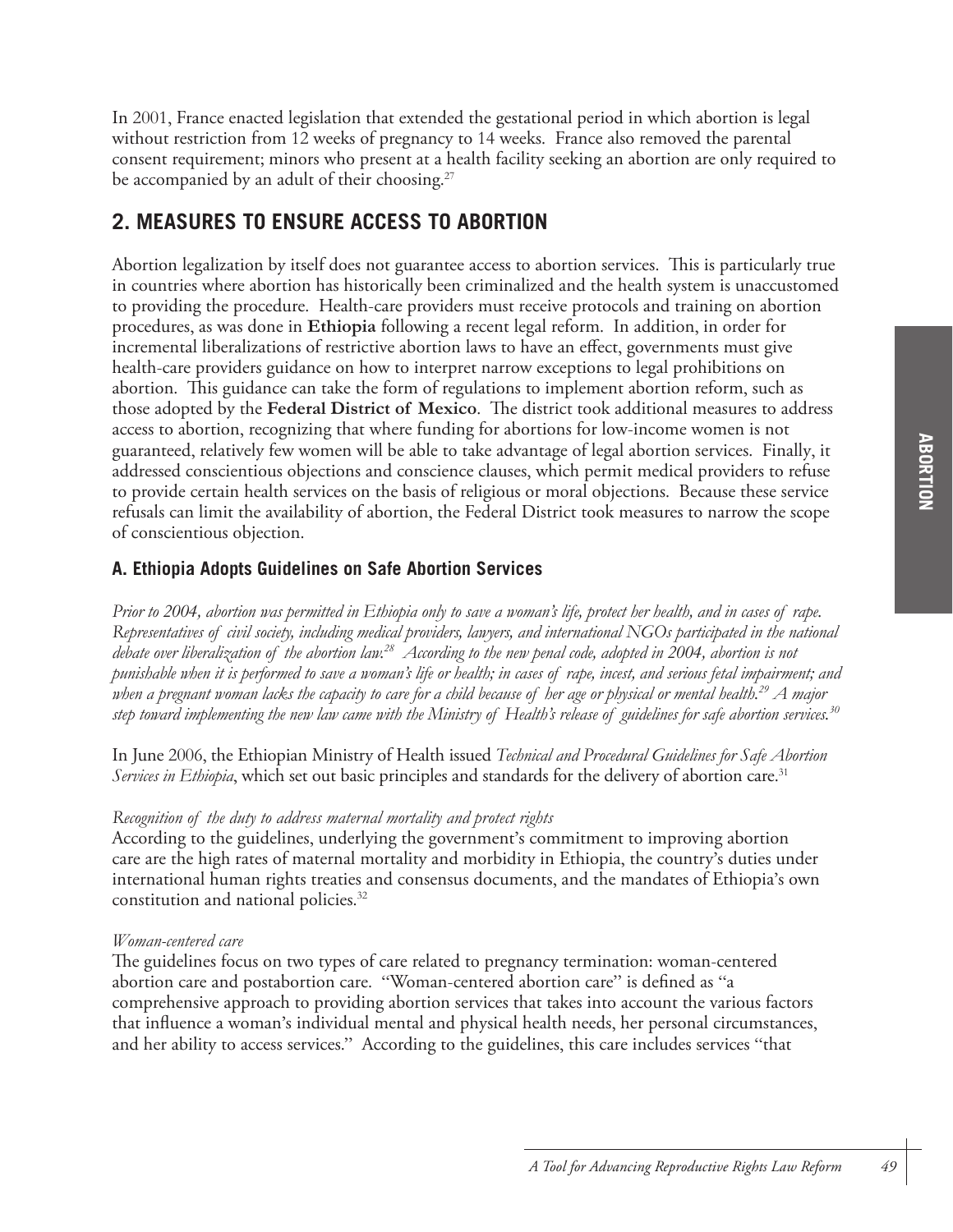In 2001, France enacted legislation that extended the gestational period in which abortion is legal without restriction from 12 weeks of pregnancy to 14 weeks. France also removed the parental consent requirement; minors who present at a health facility seeking an abortion are only required to be accompanied by an adult of their choosing.[27]

## 2. MEASURES TO ENSURE ACCESS TO ABORTION

Abortion legalization by itself does not guarantee access to abortion services. This is particularly true in countries where abortion has historically been criminalized and the health system is unaccustomed to providing the procedure. Health-care providers must receive protocols and training on abortion procedures, as was done in **Ethiopia** following a recent legal reform. In addition, in order for incremental liberalizations of restrictive abortion laws to have an effect, governments must give health-care providers guidance on how to interpret narrow exceptions to legal prohibitions on abortion. This guidance can take the form of regulations to implement abortion reform, such as those adopted by the **Federal District of Mexico**. The district took additional measures to address access to abortion, recognizing that where funding for abortions for low-income women is not guaranteed, relatively few women will be able to take advantage of legal abortion services. Finally, it addressed conscientious objections and conscience clauses, which permit medical providers to refuse to provide certain health services on the basis of religious or moral objections. Because these service refusals can limit the availability of abortion, the Federal District took measures to narrow the scope of conscientious objection.

### A. Ethiopia Adopts Guidelines on Safe Abortion Services

*Prior to 2004, abortion was permitted in Ethiopia only to save a woman's life, protect her health, and in cases of rape. Representatives of civil society, including medical providers, lawyers, and international NGOs participated in the national debate over liberalization of the abortion law.[28] According to the new penal code, adopted in 2004, abortion is not punishable when it is performed to save a woman's life or health; in cases of rape, incest, and serious fetal impairment; and when a pregnant woman lacks the capacity to care for a child because of her age or physical or mental health.[29] A major step toward implementing the new law came with the Ministry of Health's release of guidelines for safe abortion services.[30]*

In June 2006, the Ethiopian Ministry of Health issued *Technical and Procedural Guidelines for Safe Abortion Services in Ethiopia*, which set out basic principles and standards for the delivery of abortion care.[31]

*Recognition of the duty to address maternal mortality and protect rights*

According to the guidelines, underlying the government's commitment to improving abortion care are the high rates of maternal mortality and morbidity in Ethiopia, the country's duties under international human rights treaties and consensus documents, and the mandates of Ethiopia's own constitution and national policies.[32]

*Woman-centered care*

The guidelines focus on two types of care related to pregnancy termination: woman-centered abortion care and postabortion care. "Woman-centered abortion care" is defined as "a comprehensive approach to providing abortion services that takes into account the various factors that influence a woman's individual mental and physical health needs, her personal circumstances, and her ability to access services." According to the guidelines, this care includes services "that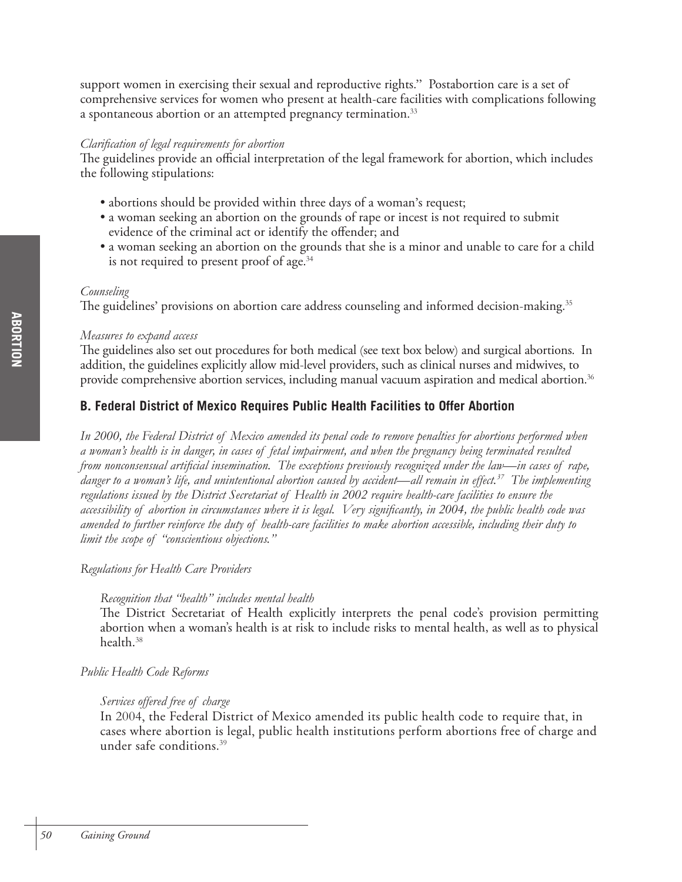support women in exercising their sexual and reproductive rights." Postabortion care is a set of comprehensive services for women who present at health-care facilities with complications following a spontaneous abortion or an attempted pregnancy termination.[33]

*Clarification of legal requirements for abortion*

The guidelines provide an official interpretation of the legal framework for abortion, which includes the following stipulations:

- abortions should be provided within three days of a woman's request;
- a woman seeking an abortion on the grounds of rape or incest is not required to submit evidence of the criminal act or identify the offender; and
- a woman seeking an abortion on the grounds that she is a minor and unable to care for a child is not required to present proof of age.[34]

*Counseling*

The guidelines' provisions on abortion care address counseling and informed decision-making.[35]

*Measures to expand access*

The guidelines also set out procedures for both medical (see text box below) and surgical abortions. In addition, the guidelines explicitly allow mid-level providers, such as clinical nurses and midwives, to provide comprehensive abortion services, including manual vacuum aspiration and medical abortion.[36]

### B. Federal District of Mexico Requires Public Health Facilities to Offer Abortion

*In 2000, the Federal District of Mexico amended its penal code to remove penalties for abortions performed when a woman's health is in danger, in cases of fetal impairment, and when the pregnancy being terminated resulted from nonconsensual artificial insemination. The exceptions previously recognized under the law—in cases of rape, danger to a woman's life, and unintentional abortion caused by accident—all remain in effect.[37] The implementing regulations issued by the District Secretariat of Health in 2002 require health-care facilities to ensure the accessibility of abortion in circumstances where it is legal. Very significantly, in 2004, the public health code was amended to further reinforce the duty of health-care facilities to make abortion accessible, including their duty to limit the scope of "conscientious objections."*

*Regulations for Health Care Providers*

*Recognition that "health" includes mental health*

The District Secretariat of Health explicitly interprets the penal code's provision permitting abortion when a woman's health is at risk to include risks to mental health, as well as to physical health.[38]

*Public Health Code Reforms*

*Services offered free of charge*

In 2004, the Federal District of Mexico amended its public health code to require that, in cases where abortion is legal, public health institutions perform abortions free of charge and under safe conditions.[39]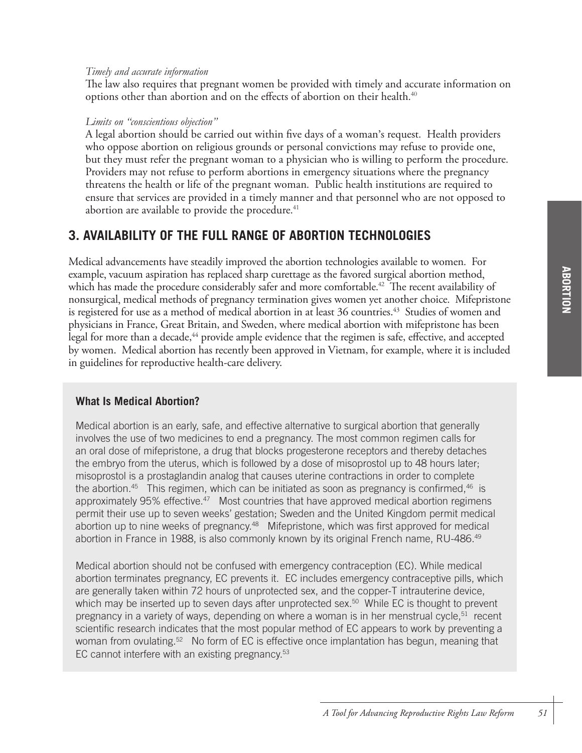*Timely and accurate information*

The law also requires that pregnant women be provided with timely and accurate information on options other than abortion and on the effects of abortion on their health.[40]

*Limits on "conscientious objection"*

A legal abortion should be carried out within five days of a woman's request. Health providers who oppose abortion on religious grounds or personal convictions may refuse to provide one, but they must refer the pregnant woman to a physician who is willing to perform the procedure. Providers may not refuse to perform abortions in emergency situations where the pregnancy threatens the health or life of the pregnant woman. Public health institutions are required to ensure that services are provided in a timely manner and that personnel who are not opposed to abortion are available to provide the procedure.[41]

## 3. AVAILABILITY OF THE FULL RANGE OF ABORTION TECHNOLOGIES

Medical advancements have steadily improved the abortion technologies available to women. For example, vacuum aspiration has replaced sharp curettage as the favored surgical abortion method, which has made the procedure considerably safer and more comfortable.[42] The recent availability of nonsurgical, medical methods of pregnancy termination gives women yet another choice. Mifepristone is registered for use as a method of medical abortion in at least 36 countries.[43] Studies of women and physicians in France, Great Britain, and Sweden, where medical abortion with mifepristone has been legal for more than a decade,[44] provide ample evidence that the regimen is safe, effective, and accepted by women. Medical abortion has recently been approved in Vietnam, for example, where it is included in guidelines for reproductive health-care delivery.

### What Is Medical Abortion?

Medical abortion is an early, safe, and effective alternative to surgical abortion that generally involves the use of two medicines to end a pregnancy. The most common regimen calls for an oral dose of mifepristone, a drug that blocks progesterone receptors and thereby detaches the embryo from the uterus, which is followed by a dose of misoprostol up to 48 hours later; misoprostol is a prostaglandin analog that causes uterine contractions in order to complete the abortion.[45] This regimen, which can be initiated as soon as pregnancy is confirmed,[46] is approximately 95% effective.[47] Most countries that have approved medical abortion regimens permit their use up to seven weeks' gestation; Sweden and the United Kingdom permit medical abortion up to nine weeks of pregnancy.[48] Mifepristone, which was first approved for medical abortion in France in 1988, is also commonly known by its original French name, RU-486.[49]

Medical abortion should not be confused with emergency contraception (EC). While medical abortion terminates pregnancy, EC prevents it. EC includes emergency contraceptive pills, which are generally taken within 72 hours of unprotected sex, and the copper-T intrauterine device, which may be inserted up to seven days after unprotected sex.[50] While EC is thought to prevent pregnancy in a variety of ways, depending on where a woman is in her menstrual cycle,[51] recent scientific research indicates that the most popular method of EC appears to work by preventing a woman from ovulating.[52] No form of EC is effective once implantation has begun, meaning that EC cannot interfere with an existing pregnancy.[53]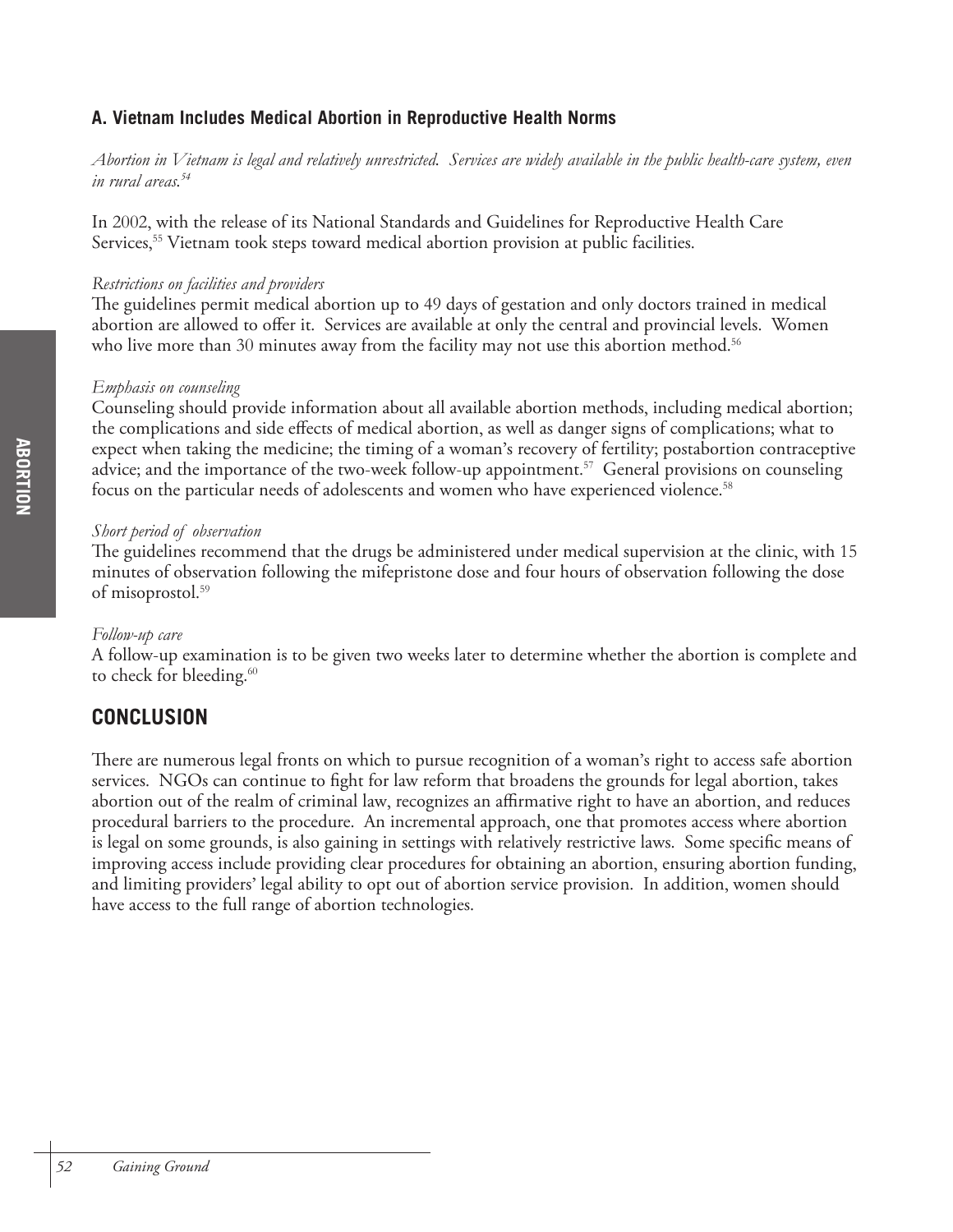### A. Vietnam Includes Medical Abortion in Reproductive Health Norms

*Abortion in Vietnam is legal and relatively unrestricted. Services are widely available in the public health-care system, even in rural areas.*[54]

In 2002, with the release of its National Standards and Guidelines for Reproductive Health Care Services,[55] Vietnam took steps toward medical abortion provision at public facilities.

*Restrictions on facilities and providers*

The guidelines permit medical abortion up to 49 days of gestation and only doctors trained in medical abortion are allowed to offer it. Services are available at only the central and provincial levels. Women who live more than 30 minutes away from the facility may not use this abortion method.[56]

*Emphasis on counseling*

Counseling should provide information about all available abortion methods, including medical abortion; the complications and side effects of medical abortion, as well as danger signs of complications; what to expect when taking the medicine; the timing of a woman's recovery of fertility; postabortion contraceptive advice; and the importance of the two-week follow-up appointment.[57] General provisions on counseling focus on the particular needs of adolescents and women who have experienced violence.[58]

*Short period of observation*

The guidelines recommend that the drugs be administered under medical supervision at the clinic, with 15 minutes of observation following the mifepristone dose and four hours of observation following the dose of misoprostol.[59]

*Follow-up care*

A follow-up examination is to be given two weeks later to determine whether the abortion is complete and to check for bleeding.[60]

## CONCLUSION

There are numerous legal fronts on which to pursue recognition of a woman's right to access safe abortion services. NGOs can continue to fight for law reform that broadens the grounds for legal abortion, takes abortion out of the realm of criminal law, recognizes an affirmative right to have an abortion, and reduces procedural barriers to the procedure. An incremental approach, one that promotes access where abortion is legal on some grounds, is also gaining in settings with relatively restrictive laws. Some specific means of improving access include providing clear procedures for obtaining an abortion, ensuring abortion funding, and limiting providers' legal ability to opt out of abortion service provision. In addition, women should have access to the full range of abortion technologies.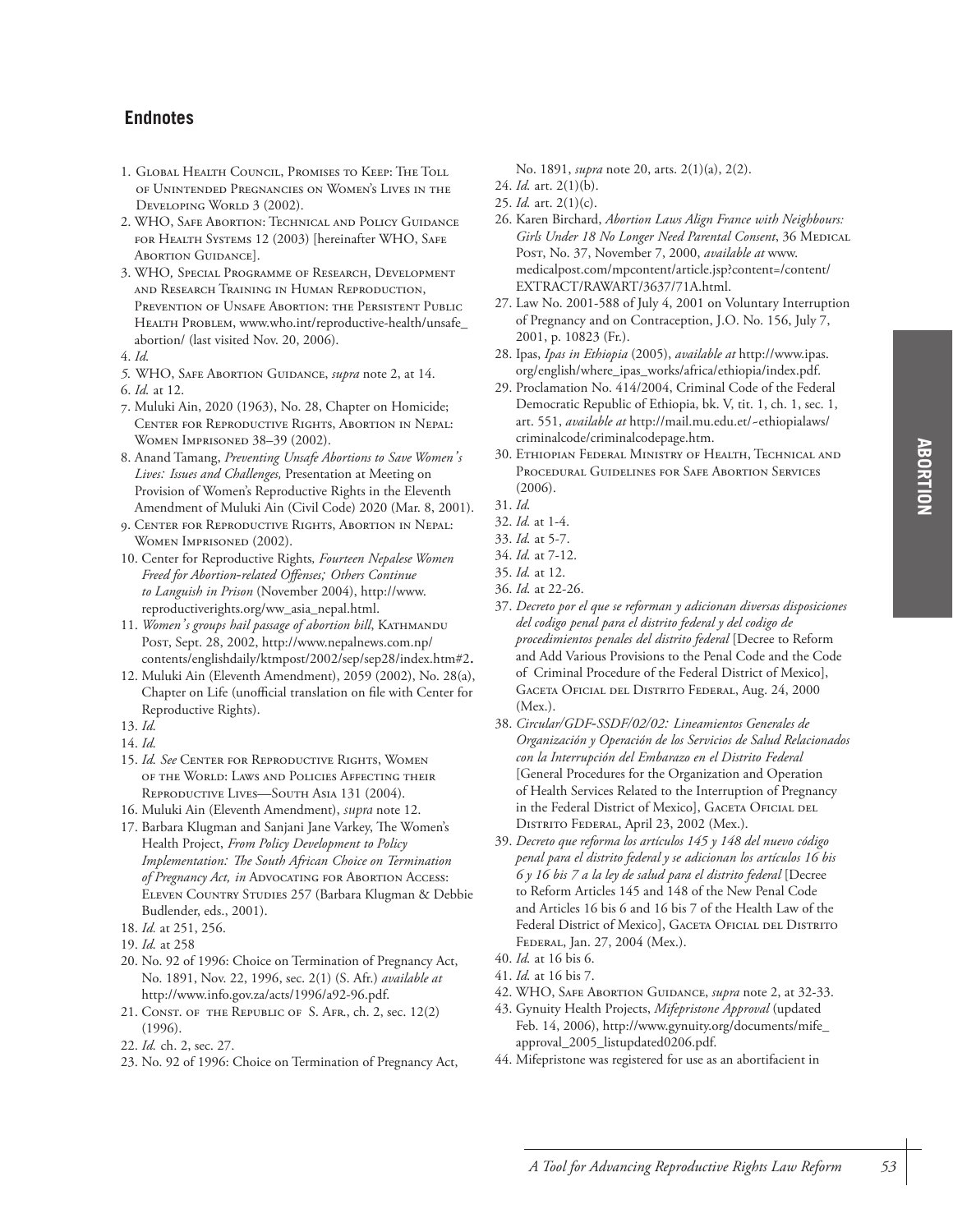## Endnotes

1. Global Health Council, Promises to Keep: The Toll of Unintended Pregnancies on Women's Lives in the Developing World 3 (2002).
2. WHO, Safe Abortion: Technical and Policy Guidance for Health Systems 12 (2003) [hereinafter WHO, Safe Abortion Guidance].
3. WHO, Special Programme of Research, Development and Research Training in Human Reproduction, Prevention of Unsafe Abortion: the Persistent Public Health Problem, www.who.int/reproductive-health/unsafe_abortion/ (last visited Nov. 20, 2006).
4. *Id.*
5. WHO, Safe Abortion Guidance, *supra* note 2, at 14.
6. *Id.* at 12.
7. Muluki Ain, 2020 (1963), No. 28, Chapter on Homicide; Center for Reproductive Rights, Abortion in Nepal: Women Imprisoned 38–39 (2002).
8. Anand Tamang, *Preventing Unsafe Abortions to Save Women's Lives: Issues and Challenges,* Presentation at Meeting on Provision of Women's Reproductive Rights in the Eleventh Amendment of Muluki Ain (Civil Code) 2020 (Mar. 8, 2001).
9. Center for Reproductive Rights, Abortion in Nepal: Women Imprisoned (2002).
10. Center for Reproductive Rights*, Fourteen Nepalese Women Freed for Abortion-related Offenses; Others Continue to Languish in Prison* (November 2004), http://www.reproductiverights.org/ww_asia_nepal.html.
11. *Women's groups hail passage of abortion bill*, Kathmandu Post, Sept. 28, 2002, http://www.nepalnews.com.np/contents/englishdaily/ktmpost/2002/sep/sep28/index.htm#2.
12. Muluki Ain (Eleventh Amendment), 2059 (2002), No. 28(a), Chapter on Life (unofficial translation on file with Center for Reproductive Rights).
13. *Id.*
14. *Id.*
15. *Id. See* Center for Reproductive Rights, Women of the World: Laws and Policies Affecting their Reproductive Lives—South Asia 131 (2004).
16. Muluki Ain (Eleventh Amendment), *supra* note 12.
17. Barbara Klugman and Sanjani Jane Varkey, The Women's Health Project, *From Policy Development to Policy Implementation: The South African Choice on Termination of Pregnancy Act, in* Advocating for Abortion Access: Eleven Country Studies 257 (Barbara Klugman & Debbie Budlender, eds., 2001).
18. *Id.* at 251, 256.
19. *Id.* at 258
20. No. 92 of 1996: Choice on Termination of Pregnancy Act, No. 1891, Nov. 22, 1996, sec. 2(1) (S. Afr.) *available at* http://www.info.gov.za/acts/1996/a92-96.pdf.
21. Const. of the Republic of S. Afr., ch. 2, sec. 12(2) (1996).
22. *Id.* ch. 2, sec. 27.
23. No. 92 of 1996: Choice on Termination of Pregnancy Act, No. 1891, *supra* note 20, arts. 2(1)(a), 2(2).
24. *Id.* art. 2(1)(b).
25. *Id.* art. 2(1)(c).
26. Karen Birchard, *Abortion Laws Align France with Neighbours: Girls Under 18 No Longer Need Parental Consent*, 36 Medical Post, No. 37, November 7, 2000, *available at* www.medicalpost.com/mpcontent/article.jsp?content=/content/EXTRACT/RAWART/3637/71A.html.
27. Law No. 2001-588 of July 4, 2001 on Voluntary Interruption of Pregnancy and on Contraception, J.O. No. 156, July 7, 2001, p. 10823 (Fr.).
28. Ipas, *Ipas in Ethiopia* (2005), *available at* http://www.ipas.org/english/where_ipas_works/africa/ethiopia/index.pdf.
29. Proclamation No. 414/2004, Criminal Code of the Federal Democratic Republic of Ethiopia, bk. V, tit. 1, ch. 1, sec. 1, art. 551, *available at* http://mail.mu.edu.et/~ethiopialaws/criminalcode/criminalcodepage.htm.
30. Ethiopian Federal Ministry of Health, Technical and Procedural Guidelines for Safe Abortion Services (2006).
31. *Id.*
32. *Id.* at 1-4.
33. *Id.* at 5-7.
34. *Id.* at 7-12.
35. *Id.* at 12.
36. *Id.* at 22-26.
37. *Decreto por el que se reforman y adicionan diversas disposiciones del codigo penal para el distrito federal y del codigo de procedimientos penales del distrito federal* [Decree to Reform and Add Various Provisions to the Penal Code and the Code of Criminal Procedure of the Federal District of Mexico], Gaceta Oficial del Distrito Federal, Aug. 24, 2000 (Mex.).
38. *Circular/GDF-SSDF/02/02: Lineamientos Generales de Organización y Operación de los Servicios de Salud Relacionados con la Interrupción del Embarazo en el Distrito Federal* [General Procedures for the Organization and Operation of Health Services Related to the Interruption of Pregnancy in the Federal District of Mexico], Gaceta Oficial del Distrito Federal, April 23, 2002 (Mex.).
39. *Decreto que reforma los artículos 145 y 148 del nuevo código penal para el distrito federal y se adicionan los artículos 16 bis 6 y 16 bis 7 a la ley de salud para el distrito federal* [Decree to Reform Articles 145 and 148 of the New Penal Code and Articles 16 bis 6 and 16 bis 7 of the Health Law of the Federal District of Mexico], Gaceta Oficial del Distrito Federal, Jan. 27, 2004 (Mex.).
40. *Id.* at 16 bis 6.
41. *Id.* at 16 bis 7.
42. WHO, Safe Abortion Guidance, *supra* note 2, at 32-33.
43. Gynuity Health Projects, *Mifepristone Approval* (updated Feb. 14, 2006), http://www.gynuity.org/documents/mife_approval_2005_listupdated0206.pdf.
44. Mifepristone was registered for use as an abortifacient in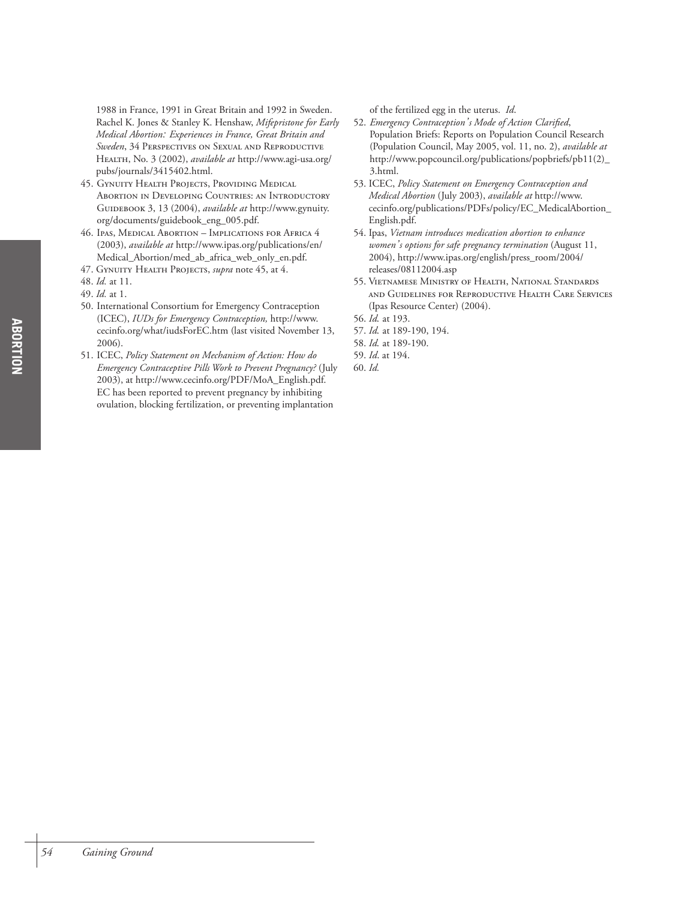1988 in France, 1991 in Great Britain and 1992 in Sweden. Rachel K. Jones & Stanley K. Henshaw, *Mifepristone for Early Medical Abortion: Experiences in France, Great Britain and Sweden*, 34 Perspectives on Sexual and Reproductive Health, No. 3 (2002), *available at* http://www.agi-usa.org/pubs/journals/3415402.html.

45. Gynuity Health Projects, Providing Medical Abortion in Developing Countries: an Introductory Guidebook 3, 13 (2004), *available at* http://www.gynuity.org/documents/guidebook_eng_005.pdf.
46. Ipas, Medical Abortion – Implications for Africa 4 (2003), *available at* http://www.ipas.org/publications/en/Medical_Abortion/med_ab_africa_web_only_en.pdf.
47. Gynuity Health Projects, *supra* note 45, at 4.
48. *Id.* at 11.
49. *Id.* at 1.
50. International Consortium for Emergency Contraception (ICEC), *IUDs for Emergency Contraception,* http://www.cecinfo.org/what/iudsForEC.htm (last visited November 13, 2006).
51. ICEC, *Policy Statement on Mechanism of Action: How do Emergency Contraceptive Pills Work to Prevent Pregnancy?* (July 2003), at http://www.cecinfo.org/PDF/MoA_English.pdf. EC has been reported to prevent pregnancy by inhibiting ovulation, blocking fertilization, or preventing implantation of the fertilized egg in the uterus. *Id*.
52. *Emergency Contraception's Mode of Action Clarified*, Population Briefs: Reports on Population Council Research (Population Council, May 2005, vol. 11, no. 2), *available at* http://www.popcouncil.org/publications/popbriefs/pb11(2)_3.html.
53. ICEC, *Policy Statement on Emergency Contraception and Medical Abortion* (July 2003), *available at* http://www.cecinfo.org/publications/PDFs/policy/EC_MedicalAbortion_English.pdf.
54. Ipas, *Vietnam introduces medication abortion to enhance women's options for safe pregnancy termination* (August 11, 2004), http://www.ipas.org/english/press_room/2004/releases/08112004.asp
55. Vietnamese Ministry of Health, National Standards and Guidelines for Reproductive Health Care Services (Ipas Resource Center) (2004).
56. *Id.* at 193.
57. *Id.* at 189-190, 194.
58. *Id.* at 189-190.
59. *Id*. at 194.
60. *Id.*